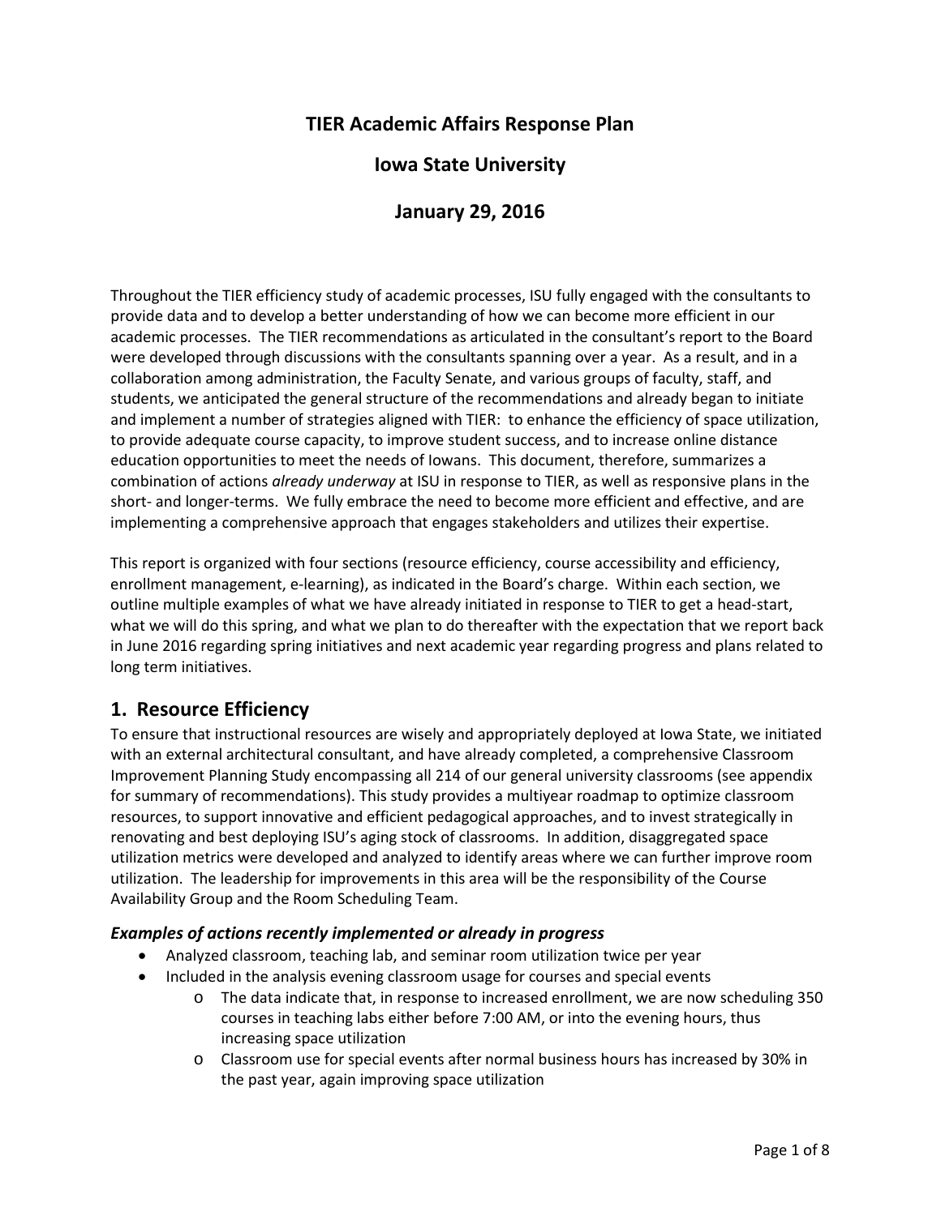# TIER Academic Affairs Response Plan

## Iowa State University

## January 29, 2016

Throughout the TIER efficiency study of academic processes, ISU fully engaged with the consultants to provide data and to develop a better understanding of how we can become more efficient in our academic processes. The TIER recommendations as articulated in the consultant's report to the Board were developed through discussions with the consultants spanning over a year. As a result, and in a collaboration among administration, the Faculty Senate, and various groups of faculty, staff, and students, we anticipated the general structure of the recommendations and already began to initiate and implement a number of strategies aligned with TIER: to enhance the efficiency of space utilization, to provide adequate course capacity, to improve student success, and to increase online distance education opportunities to meet the needs of Iowans. This document, therefore, summarizes a combination of actions *already underway* at ISU in response to TIER, as well as responsive plans in the short- and longer-terms. We fully embrace the need to become more efficient and effective, and are implementing a comprehensive approach that engages stakeholders and utilizes their expertise.

This report is organized with four sections (resource efficiency, course accessibility and efficiency, enrollment management, e-learning), as indicated in the Board's charge. Within each section, we outline multiple examples of what we have already initiated in response to TIER to get a head-start, what we will do this spring, and what we plan to do thereafter with the expectation that we report back in June 2016 regarding spring initiatives and next academic year regarding progress and plans related to long term initiatives.

## 1. Resource Efficiency

To ensure that instructional resources are wisely and appropriately deployed at Iowa State, we initiated with an external architectural consultant, and have already completed, a comprehensive Classroom Improvement Planning Study encompassing all 214 of our general university classrooms (see appendix for summary of recommendations). This study provides a multiyear roadmap to optimize classroom resources, to support innovative and efficient pedagogical approaches, and to invest strategically in renovating and best deploying ISU's aging stock of classrooms. In addition, disaggregated space utilization metrics were developed and analyzed to identify areas where we can further improve room utilization. The leadership for improvements in this area will be the responsibility of the Course Availability Group and the Room Scheduling Team.

### *Examples of actions recently implemented or already in progress*

- Analyzed classroom, teaching lab, and seminar room utilization twice per year
- Included in the analysis evening classroom usage for courses and special events
  - The data indicate that, in response to increased enrollment, we are now scheduling 350 courses in teaching labs either before 7:00 AM, or into the evening hours, thus increasing space utilization
  - Classroom use for special events after normal business hours has increased by 30% in the past year, again improving space utilization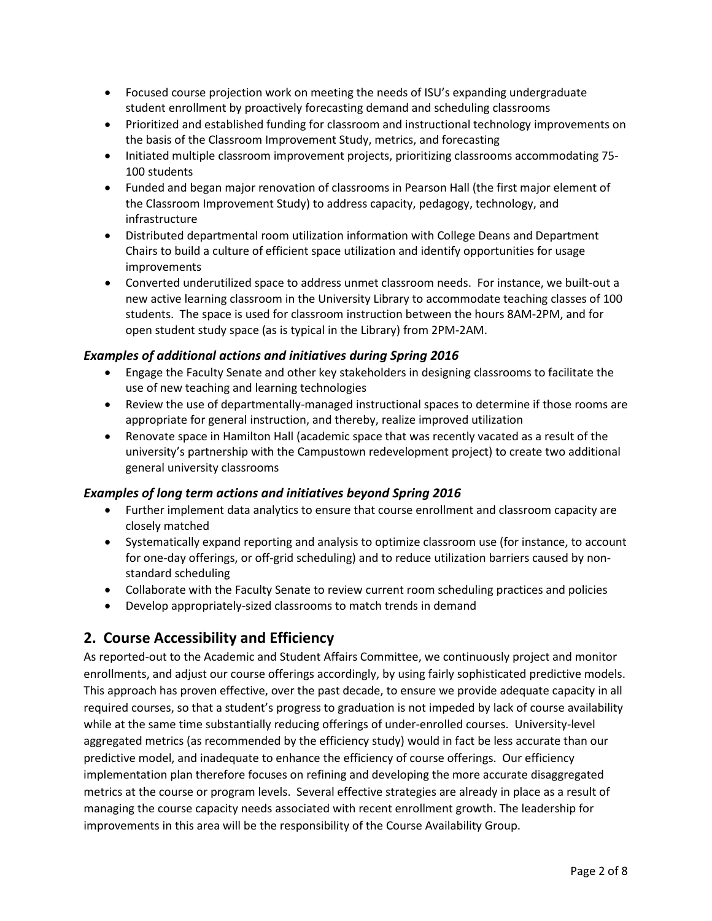- Focused course projection work on meeting the needs of ISU's expanding undergraduate student enrollment by proactively forecasting demand and scheduling classrooms
- Prioritized and established funding for classroom and instructional technology improvements on the basis of the Classroom Improvement Study, metrics, and forecasting
- Initiated multiple classroom improvement projects, prioritizing classrooms accommodating 75-100 students
- Funded and began major renovation of classrooms in Pearson Hall (the first major element of the Classroom Improvement Study) to address capacity, pedagogy, technology, and infrastructure
- Distributed departmental room utilization information with College Deans and Department Chairs to build a culture of efficient space utilization and identify opportunities for usage improvements
- Converted underutilized space to address unmet classroom needs. For instance, we built-out a new active learning classroom in the University Library to accommodate teaching classes of 100 students. The space is used for classroom instruction between the hours 8AM-2PM, and for open student study space (as is typical in the Library) from 2PM-2AM.

### *Examples of additional actions and initiatives during Spring 2016*

- Engage the Faculty Senate and other key stakeholders in designing classrooms to facilitate the use of new teaching and learning technologies
- Review the use of departmentally-managed instructional spaces to determine if those rooms are appropriate for general instruction, and thereby, realize improved utilization
- Renovate space in Hamilton Hall (academic space that was recently vacated as a result of the university's partnership with the Campustown redevelopment project) to create two additional general university classrooms

### *Examples of long term actions and initiatives beyond Spring 2016*

- Further implement data analytics to ensure that course enrollment and classroom capacity are closely matched
- Systematically expand reporting and analysis to optimize classroom use (for instance, to account for one-day offerings, or off-grid scheduling) and to reduce utilization barriers caused by non-standard scheduling
- Collaborate with the Faculty Senate to review current room scheduling practices and policies
- Develop appropriately-sized classrooms to match trends in demand

## 2. Course Accessibility and Efficiency

As reported-out to the Academic and Student Affairs Committee, we continuously project and monitor enrollments, and adjust our course offerings accordingly, by using fairly sophisticated predictive models. This approach has proven effective, over the past decade, to ensure we provide adequate capacity in all required courses, so that a student's progress to graduation is not impeded by lack of course availability while at the same time substantially reducing offerings of under-enrolled courses. University-level aggregated metrics (as recommended by the efficiency study) would in fact be less accurate than our predictive model, and inadequate to enhance the efficiency of course offerings. Our efficiency implementation plan therefore focuses on refining and developing the more accurate disaggregated metrics at the course or program levels. Several effective strategies are already in place as a result of managing the course capacity needs associated with recent enrollment growth. The leadership for improvements in this area will be the responsibility of the Course Availability Group.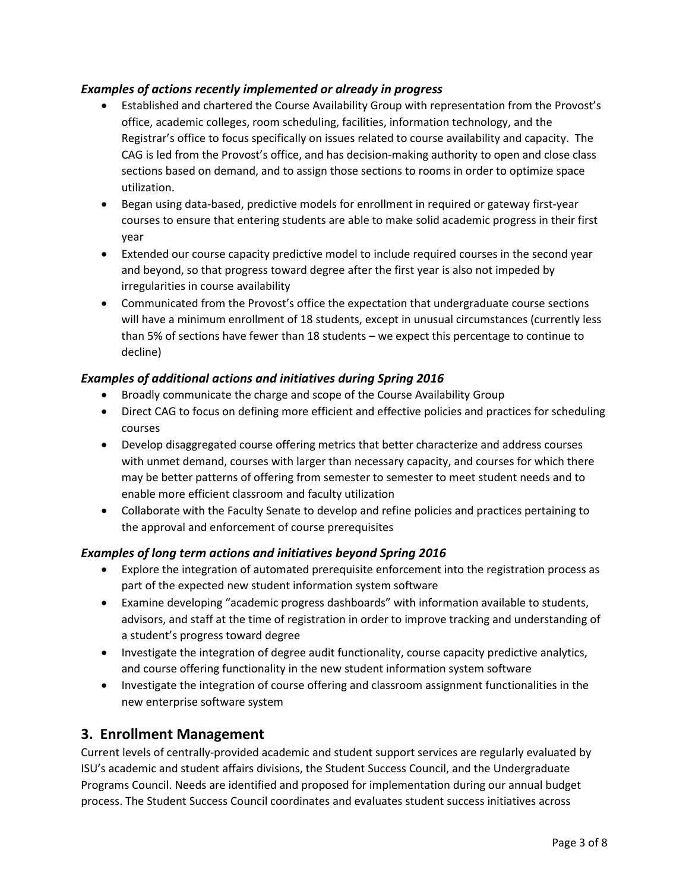### *Examples of actions recently implemented or already in progress*

- Established and chartered the Course Availability Group with representation from the Provost's office, academic colleges, room scheduling, facilities, information technology, and the Registrar's office to focus specifically on issues related to course availability and capacity. The CAG is led from the Provost's office, and has decision-making authority to open and close class sections based on demand, and to assign those sections to rooms in order to optimize space utilization.
- Began using data-based, predictive models for enrollment in required or gateway first-year courses to ensure that entering students are able to make solid academic progress in their first year
- Extended our course capacity predictive model to include required courses in the second year and beyond, so that progress toward degree after the first year is also not impeded by irregularities in course availability
- Communicated from the Provost's office the expectation that undergraduate course sections will have a minimum enrollment of 18 students, except in unusual circumstances (currently less than 5% of sections have fewer than 18 students – we expect this percentage to continue to decline)

### *Examples of additional actions and initiatives during Spring 2016*

- Broadly communicate the charge and scope of the Course Availability Group
- Direct CAG to focus on defining more efficient and effective policies and practices for scheduling courses
- Develop disaggregated course offering metrics that better characterize and address courses with unmet demand, courses with larger than necessary capacity, and courses for which there may be better patterns of offering from semester to semester to meet student needs and to enable more efficient classroom and faculty utilization
- Collaborate with the Faculty Senate to develop and refine policies and practices pertaining to the approval and enforcement of course prerequisites

### *Examples of long term actions and initiatives beyond Spring 2016*

- Explore the integration of automated prerequisite enforcement into the registration process as part of the expected new student information system software
- Examine developing "academic progress dashboards" with information available to students, advisors, and staff at the time of registration in order to improve tracking and understanding of a student's progress toward degree
- Investigate the integration of degree audit functionality, course capacity predictive analytics, and course offering functionality in the new student information system software
- Investigate the integration of course offering and classroom assignment functionalities in the new enterprise software system

## 3. Enrollment Management

Current levels of centrally-provided academic and student support services are regularly evaluated by ISU's academic and student affairs divisions, the Student Success Council, and the Undergraduate Programs Council. Needs are identified and proposed for implementation during our annual budget process. The Student Success Council coordinates and evaluates student success initiatives across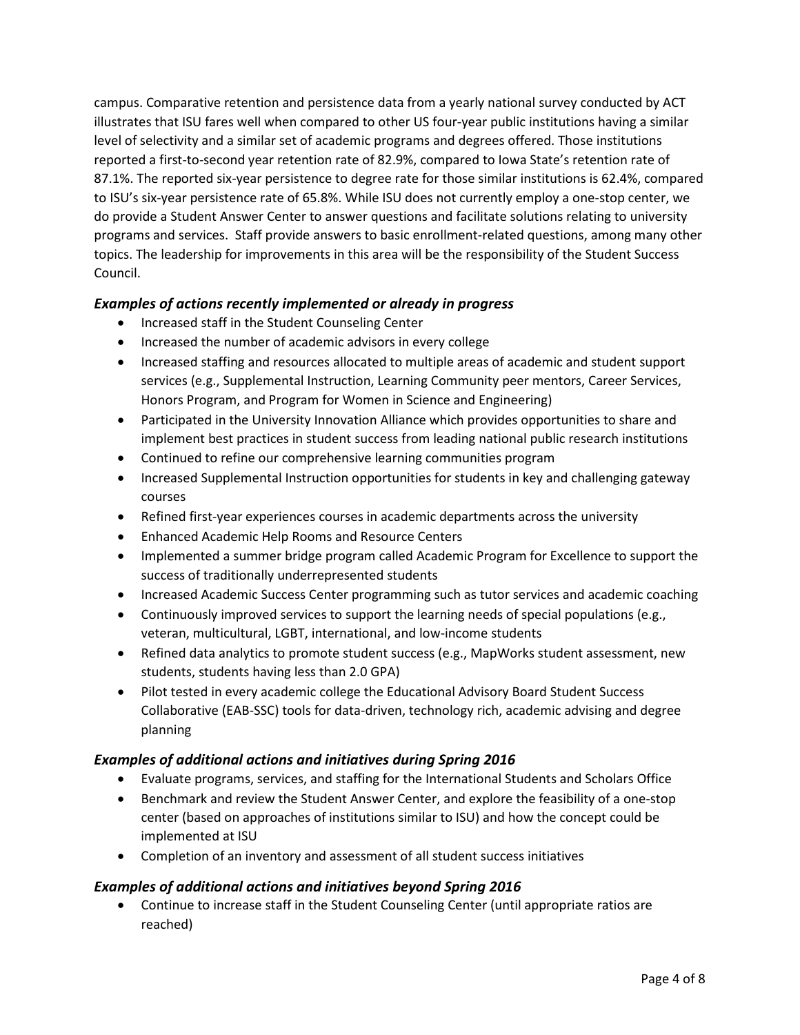campus. Comparative retention and persistence data from a yearly national survey conducted by ACT illustrates that ISU fares well when compared to other US four-year public institutions having a similar level of selectivity and a similar set of academic programs and degrees offered. Those institutions reported a first-to-second year retention rate of 82.9%, compared to Iowa State's retention rate of 87.1%. The reported six-year persistence to degree rate for those similar institutions is 62.4%, compared to ISU's six-year persistence rate of 65.8%. While ISU does not currently employ a one-stop center, we do provide a Student Answer Center to answer questions and facilitate solutions relating to university programs and services. Staff provide answers to basic enrollment-related questions, among many other topics. The leadership for improvements in this area will be the responsibility of the Student Success Council.

### *Examples of actions recently implemented or already in progress*

- Increased staff in the Student Counseling Center
- Increased the number of academic advisors in every college
- Increased staffing and resources allocated to multiple areas of academic and student support services (e.g., Supplemental Instruction, Learning Community peer mentors, Career Services, Honors Program, and Program for Women in Science and Engineering)
- Participated in the University Innovation Alliance which provides opportunities to share and implement best practices in student success from leading national public research institutions
- Continued to refine our comprehensive learning communities program
- Increased Supplemental Instruction opportunities for students in key and challenging gateway courses
- Refined first-year experiences courses in academic departments across the university
- Enhanced Academic Help Rooms and Resource Centers
- Implemented a summer bridge program called Academic Program for Excellence to support the success of traditionally underrepresented students
- Increased Academic Success Center programming such as tutor services and academic coaching
- Continuously improved services to support the learning needs of special populations (e.g., veteran, multicultural, LGBT, international, and low-income students
- Refined data analytics to promote student success (e.g., MapWorks student assessment, new students, students having less than 2.0 GPA)
- Pilot tested in every academic college the Educational Advisory Board Student Success Collaborative (EAB-SSC) tools for data-driven, technology rich, academic advising and degree planning

### *Examples of additional actions and initiatives during Spring 2016*

- Evaluate programs, services, and staffing for the International Students and Scholars Office
- Benchmark and review the Student Answer Center, and explore the feasibility of a one-stop center (based on approaches of institutions similar to ISU) and how the concept could be implemented at ISU
- Completion of an inventory and assessment of all student success initiatives

### *Examples of additional actions and initiatives beyond Spring 2016*

- Continue to increase staff in the Student Counseling Center (until appropriate ratios are reached)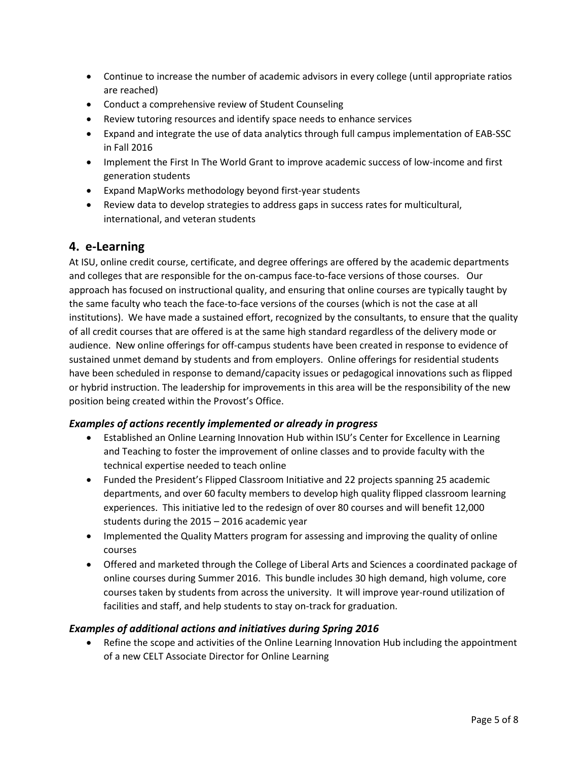- Continue to increase the number of academic advisors in every college (until appropriate ratios are reached)
- Conduct a comprehensive review of Student Counseling
- Review tutoring resources and identify space needs to enhance services
- Expand and integrate the use of data analytics through full campus implementation of EAB-SSC in Fall 2016
- Implement the First In The World Grant to improve academic success of low-income and first generation students
- Expand MapWorks methodology beyond first-year students
- Review data to develop strategies to address gaps in success rates for multicultural, international, and veteran students

## 4. e-Learning

At ISU, online credit course, certificate, and degree offerings are offered by the academic departments and colleges that are responsible for the on-campus face-to-face versions of those courses. Our approach has focused on instructional quality, and ensuring that online courses are typically taught by the same faculty who teach the face-to-face versions of the courses (which is not the case at all institutions). We have made a sustained effort, recognized by the consultants, to ensure that the quality of all credit courses that are offered is at the same high standard regardless of the delivery mode or audience. New online offerings for off-campus students have been created in response to evidence of sustained unmet demand by students and from employers. Online offerings for residential students have been scheduled in response to demand/capacity issues or pedagogical innovations such as flipped or hybrid instruction. The leadership for improvements in this area will be the responsibility of the new position being created within the Provost's Office.

### *Examples of actions recently implemented or already in progress*

- Established an Online Learning Innovation Hub within ISU's Center for Excellence in Learning and Teaching to foster the improvement of online classes and to provide faculty with the technical expertise needed to teach online
- Funded the President's Flipped Classroom Initiative and 22 projects spanning 25 academic departments, and over 60 faculty members to develop high quality flipped classroom learning experiences. This initiative led to the redesign of over 80 courses and will benefit 12,000 students during the 2015 – 2016 academic year
- Implemented the Quality Matters program for assessing and improving the quality of online courses
- Offered and marketed through the College of Liberal Arts and Sciences a coordinated package of online courses during Summer 2016. This bundle includes 30 high demand, high volume, core courses taken by students from across the university. It will improve year-round utilization of facilities and staff, and help students to stay on-track for graduation.

### *Examples of additional actions and initiatives during Spring 2016*

- Refine the scope and activities of the Online Learning Innovation Hub including the appointment of a new CELT Associate Director for Online Learning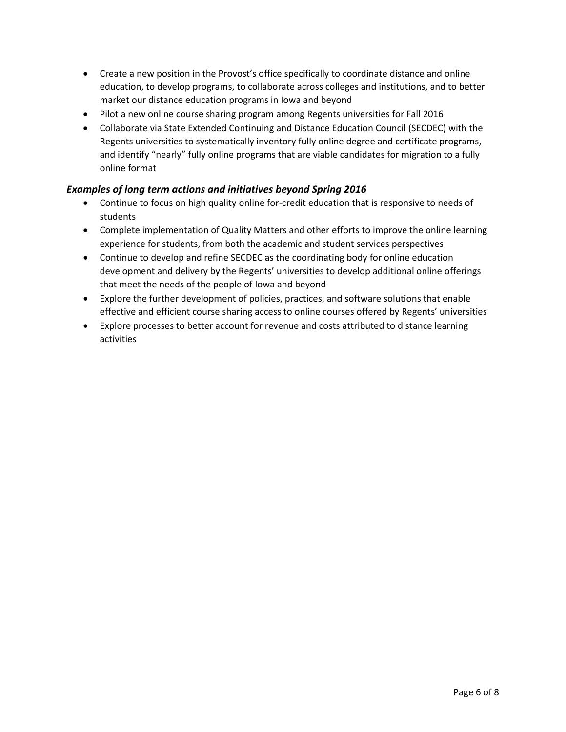- Create a new position in the Provost's office specifically to coordinate distance and online education, to develop programs, to collaborate across colleges and institutions, and to better market our distance education programs in Iowa and beyond
- Pilot a new online course sharing program among Regents universities for Fall 2016
- Collaborate via State Extended Continuing and Distance Education Council (SECDEC) with the Regents universities to systematically inventory fully online degree and certificate programs, and identify "nearly" fully online programs that are viable candidates for migration to a fully online format

### *Examples of long term actions and initiatives beyond Spring 2016*

- Continue to focus on high quality online for-credit education that is responsive to needs of students
- Complete implementation of Quality Matters and other efforts to improve the online learning experience for students, from both the academic and student services perspectives
- Continue to develop and refine SECDEC as the coordinating body for online education development and delivery by the Regents' universities to develop additional online offerings that meet the needs of the people of Iowa and beyond
- Explore the further development of policies, practices, and software solutions that enable effective and efficient course sharing access to online courses offered by Regents' universities
- Explore processes to better account for revenue and costs attributed to distance learning activities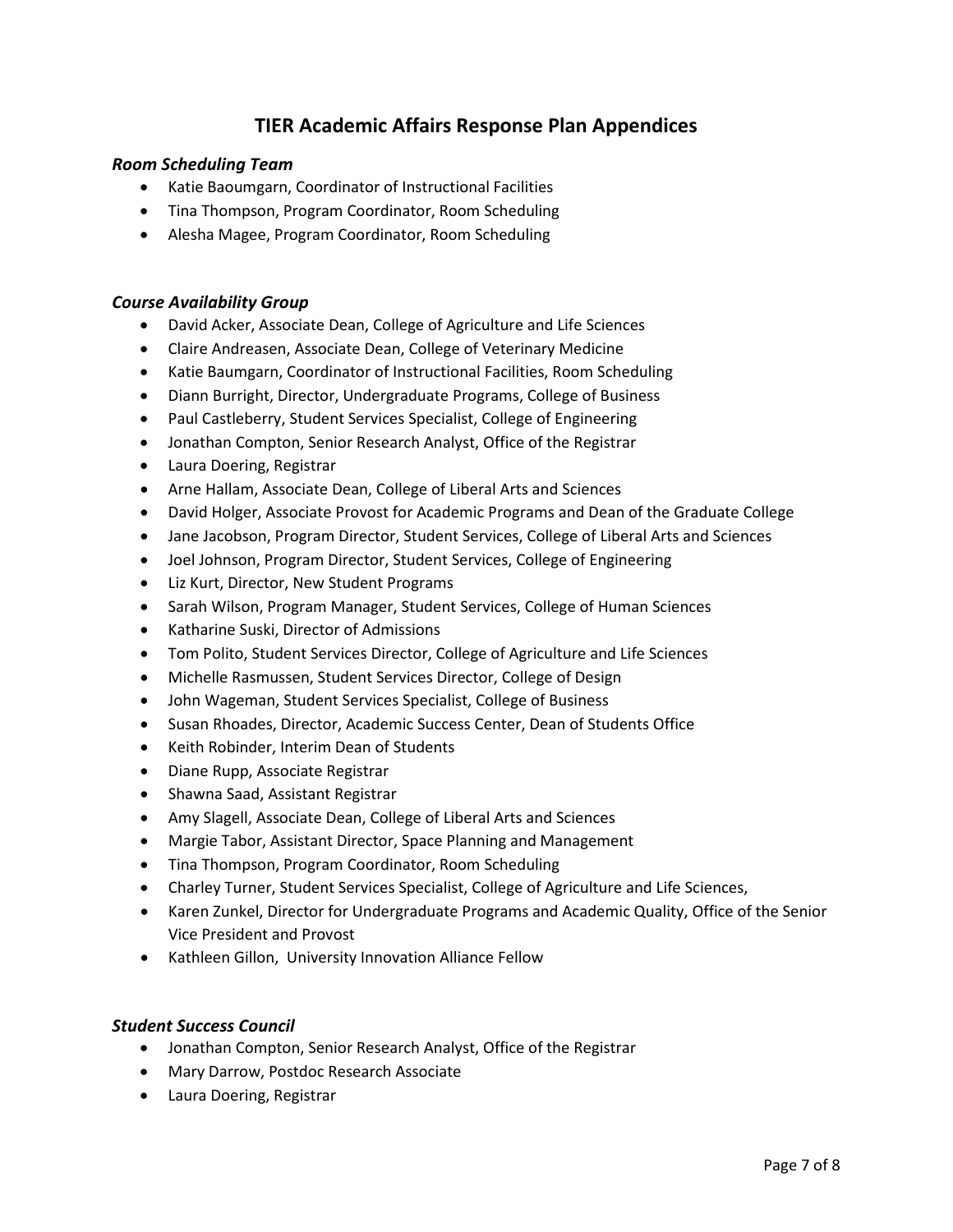# TIER Academic Affairs Response Plan Appendices

### *Room Scheduling Team*

- Katie Baoumgarn, Coordinator of Instructional Facilities
- Tina Thompson, Program Coordinator, Room Scheduling
- Alesha Magee, Program Coordinator, Room Scheduling

### *Course Availability Group*

- David Acker, Associate Dean, College of Agriculture and Life Sciences
- Claire Andreasen, Associate Dean, College of Veterinary Medicine
- Katie Baumgarn, Coordinator of Instructional Facilities, Room Scheduling
- Diann Burright, Director, Undergraduate Programs, College of Business
- Paul Castleberry, Student Services Specialist, College of Engineering
- Jonathan Compton, Senior Research Analyst, Office of the Registrar
- Laura Doering, Registrar
- Arne Hallam, Associate Dean, College of Liberal Arts and Sciences
- David Holger, Associate Provost for Academic Programs and Dean of the Graduate College
- Jane Jacobson, Program Director, Student Services, College of Liberal Arts and Sciences
- Joel Johnson, Program Director, Student Services, College of Engineering
- Liz Kurt, Director, New Student Programs
- Sarah Wilson, Program Manager, Student Services, College of Human Sciences
- Katharine Suski, Director of Admissions
- Tom Polito, Student Services Director, College of Agriculture and Life Sciences
- Michelle Rasmussen, Student Services Director, College of Design
- John Wageman, Student Services Specialist, College of Business
- Susan Rhoades, Director, Academic Success Center, Dean of Students Office
- Keith Robinder, Interim Dean of Students
- Diane Rupp, Associate Registrar
- Shawna Saad, Assistant Registrar
- Amy Slagell, Associate Dean, College of Liberal Arts and Sciences
- Margie Tabor, Assistant Director, Space Planning and Management
- Tina Thompson, Program Coordinator, Room Scheduling
- Charley Turner, Student Services Specialist, College of Agriculture and Life Sciences,
- Karen Zunkel, Director for Undergraduate Programs and Academic Quality, Office of the Senior Vice President and Provost
- Kathleen Gillon, University Innovation Alliance Fellow

### *Student Success Council*

- Jonathan Compton, Senior Research Analyst, Office of the Registrar
- Mary Darrow, Postdoc Research Associate
- Laura Doering, Registrar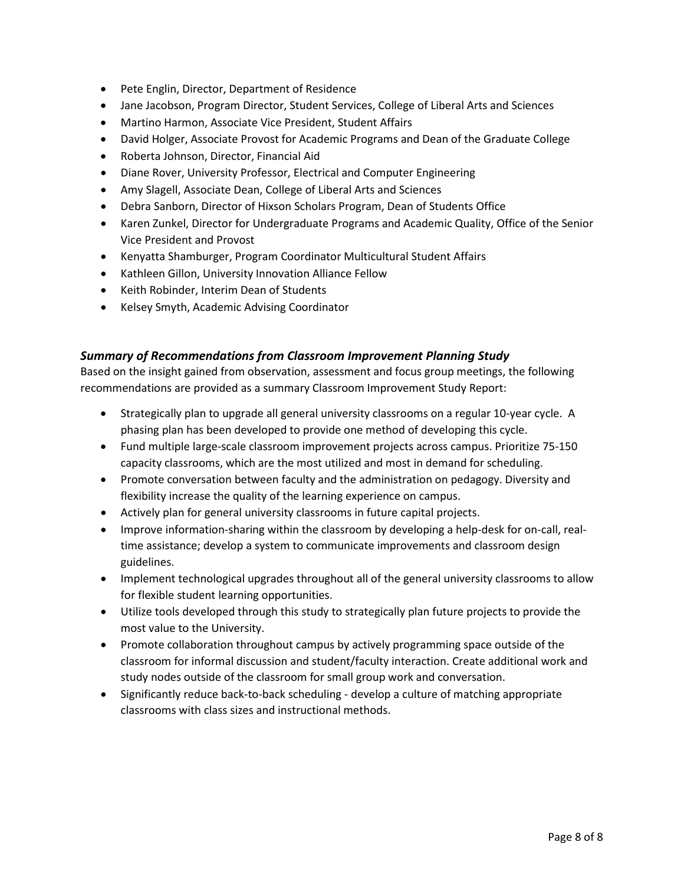- Pete Englin, Director, Department of Residence
- Jane Jacobson, Program Director, Student Services, College of Liberal Arts and Sciences
- Martino Harmon, Associate Vice President, Student Affairs
- David Holger, Associate Provost for Academic Programs and Dean of the Graduate College
- Roberta Johnson, Director, Financial Aid
- Diane Rover, University Professor, Electrical and Computer Engineering
- Amy Slagell, Associate Dean, College of Liberal Arts and Sciences
- Debra Sanborn, Director of Hixson Scholars Program, Dean of Students Office
- Karen Zunkel, Director for Undergraduate Programs and Academic Quality, Office of the Senior Vice President and Provost
- Kenyatta Shamburger, Program Coordinator Multicultural Student Affairs
- Kathleen Gillon, University Innovation Alliance Fellow
- Keith Robinder, Interim Dean of Students
- Kelsey Smyth, Academic Advising Coordinator

### *Summary of Recommendations from Classroom Improvement Planning Study*

Based on the insight gained from observation, assessment and focus group meetings, the following recommendations are provided as a summary Classroom Improvement Study Report:

- Strategically plan to upgrade all general university classrooms on a regular 10-year cycle. A phasing plan has been developed to provide one method of developing this cycle.
- Fund multiple large-scale classroom improvement projects across campus. Prioritize 75-150 capacity classrooms, which are the most utilized and most in demand for scheduling.
- Promote conversation between faculty and the administration on pedagogy. Diversity and flexibility increase the quality of the learning experience on campus.
- Actively plan for general university classrooms in future capital projects.
- Improve information-sharing within the classroom by developing a help-desk for on-call, real-time assistance; develop a system to communicate improvements and classroom design guidelines.
- Implement technological upgrades throughout all of the general university classrooms to allow for flexible student learning opportunities.
- Utilize tools developed through this study to strategically plan future projects to provide the most value to the University.
- Promote collaboration throughout campus by actively programming space outside of the classroom for informal discussion and student/faculty interaction. Create additional work and study nodes outside of the classroom for small group work and conversation.
- Significantly reduce back-to-back scheduling - develop a culture of matching appropriate classrooms with class sizes and instructional methods.